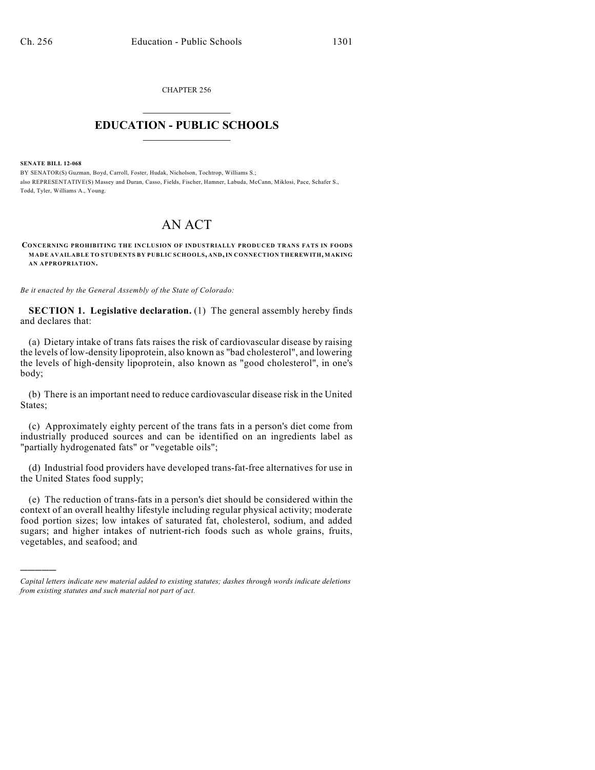CHAPTER 256

# EDUCATION - PUBLIC SCHOOLS

**SENATE BILL 12-068**

BY SENATOR(S) Guzman, Boyd, Carroll, Foster, Hudak, Nicholson, Tochtrop, Williams S.;
also REPRESENTATIVE(S) Massey and Duran, Casso, Fields, Fischer, Hamner, Labuda, McCann, Miklosi, Pace, Schafer S., Todd, Tyler, Williams A., Young.

# AN ACT

**CONCERNING PROHIBITING THE INCLUSION OF INDUSTRIALLY PRODUCED TRANS FATS IN FOODS MADE AVAILABLE TO STUDENTS BY PUBLIC SCHOOLS, AND, IN CONNECTION THEREWITH, MAKING AN APPROPRIATION.**

*Be it enacted by the General Assembly of the State of Colorado:*

**SECTION 1. Legislative declaration.** (1) The general assembly hereby finds and declares that:

(a) Dietary intake of trans fats raises the risk of cardiovascular disease by raising the levels of low-density lipoprotein, also known as "bad cholesterol", and lowering the levels of high-density lipoprotein, also known as "good cholesterol", in one's body;

(b) There is an important need to reduce cardiovascular disease risk in the United States;

(c) Approximately eighty percent of the trans fats in a person's diet come from industrially produced sources and can be identified on an ingredients label as "partially hydrogenated fats" or "vegetable oils";

(d) Industrial food providers have developed trans-fat-free alternatives for use in the United States food supply;

(e) The reduction of trans-fats in a person's diet should be considered within the context of an overall healthy lifestyle including regular physical activity; moderate food portion sizes; low intakes of saturated fat, cholesterol, sodium, and added sugars; and higher intakes of nutrient-rich foods such as whole grains, fruits, vegetables, and seafood; and

---

*Capital letters indicate new material added to existing statutes; dashes through words indicate deletions from existing statutes and such material not part of act.*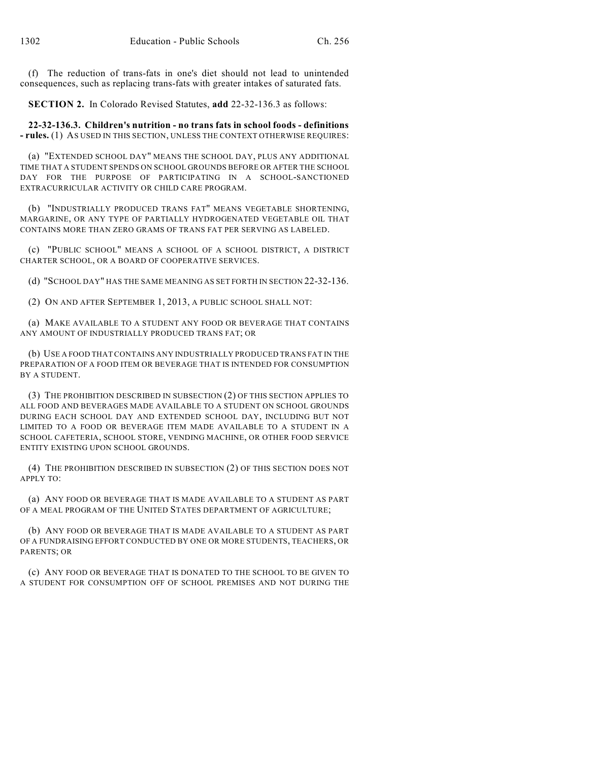(f) The reduction of trans-fats in one's diet should not lead to unintended consequences, such as replacing trans-fats with greater intakes of saturated fats.

**SECTION 2.** In Colorado Revised Statutes, **add** 22-32-136.3 as follows:

**22-32-136.3. Children's nutrition - no trans fats in school foods - definitions - rules.** (1) AS USED IN THIS SECTION, UNLESS THE CONTEXT OTHERWISE REQUIRES:

(a) "EXTENDED SCHOOL DAY" MEANS THE SCHOOL DAY, PLUS ANY ADDITIONAL TIME THAT A STUDENT SPENDS ON SCHOOL GROUNDS BEFORE OR AFTER THE SCHOOL DAY FOR THE PURPOSE OF PARTICIPATING IN A SCHOOL-SANCTIONED EXTRACURRICULAR ACTIVITY OR CHILD CARE PROGRAM.

(b) "INDUSTRIALLY PRODUCED TRANS FAT" MEANS VEGETABLE SHORTENING, MARGARINE, OR ANY TYPE OF PARTIALLY HYDROGENATED VEGETABLE OIL THAT CONTAINS MORE THAN ZERO GRAMS OF TRANS FAT PER SERVING AS LABELED.

(c) "PUBLIC SCHOOL" MEANS A SCHOOL OF A SCHOOL DISTRICT, A DISTRICT CHARTER SCHOOL, OR A BOARD OF COOPERATIVE SERVICES.

(d) "SCHOOL DAY" HAS THE SAME MEANING AS SET FORTH IN SECTION 22-32-136.

(2) ON AND AFTER SEPTEMBER 1, 2013, A PUBLIC SCHOOL SHALL NOT:

(a) MAKE AVAILABLE TO A STUDENT ANY FOOD OR BEVERAGE THAT CONTAINS ANY AMOUNT OF INDUSTRIALLY PRODUCED TRANS FAT; OR

(b) USE A FOOD THAT CONTAINS ANY INDUSTRIALLY PRODUCED TRANS FAT IN THE PREPARATION OF A FOOD ITEM OR BEVERAGE THAT IS INTENDED FOR CONSUMPTION BY A STUDENT.

(3) THE PROHIBITION DESCRIBED IN SUBSECTION (2) OF THIS SECTION APPLIES TO ALL FOOD AND BEVERAGES MADE AVAILABLE TO A STUDENT ON SCHOOL GROUNDS DURING EACH SCHOOL DAY AND EXTENDED SCHOOL DAY, INCLUDING BUT NOT LIMITED TO A FOOD OR BEVERAGE ITEM MADE AVAILABLE TO A STUDENT IN A SCHOOL CAFETERIA, SCHOOL STORE, VENDING MACHINE, OR OTHER FOOD SERVICE ENTITY EXISTING UPON SCHOOL GROUNDS.

(4) THE PROHIBITION DESCRIBED IN SUBSECTION (2) OF THIS SECTION DOES NOT APPLY TO:

(a) ANY FOOD OR BEVERAGE THAT IS MADE AVAILABLE TO A STUDENT AS PART OF A MEAL PROGRAM OF THE UNITED STATES DEPARTMENT OF AGRICULTURE;

(b) ANY FOOD OR BEVERAGE THAT IS MADE AVAILABLE TO A STUDENT AS PART OF A FUNDRAISING EFFORT CONDUCTED BY ONE OR MORE STUDENTS, TEACHERS, OR PARENTS; OR

(c) ANY FOOD OR BEVERAGE THAT IS DONATED TO THE SCHOOL TO BE GIVEN TO A STUDENT FOR CONSUMPTION OFF OF SCHOOL PREMISES AND NOT DURING THE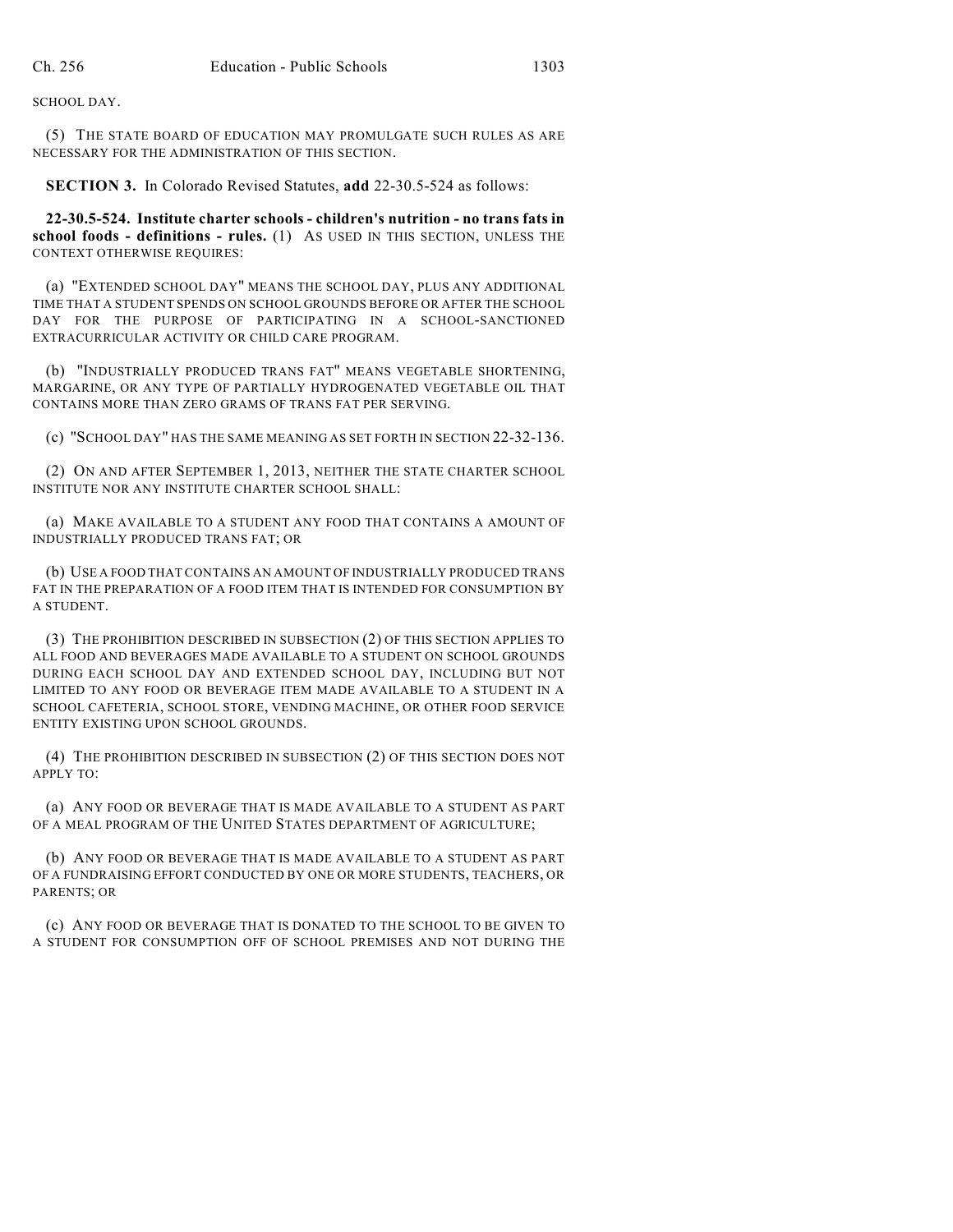SCHOOL DAY.

(5) THE STATE BOARD OF EDUCATION MAY PROMULGATE SUCH RULES AS ARE NECESSARY FOR THE ADMINISTRATION OF THIS SECTION.

**SECTION 3.** In Colorado Revised Statutes, **add** 22-30.5-524 as follows:

**22-30.5-524. Institute charter schools - children's nutrition - no trans fats in school foods - definitions - rules.** (1) AS USED IN THIS SECTION, UNLESS THE CONTEXT OTHERWISE REQUIRES:

(a) "EXTENDED SCHOOL DAY" MEANS THE SCHOOL DAY, PLUS ANY ADDITIONAL TIME THAT A STUDENT SPENDS ON SCHOOL GROUNDS BEFORE OR AFTER THE SCHOOL DAY FOR THE PURPOSE OF PARTICIPATING IN A SCHOOL-SANCTIONED EXTRACURRICULAR ACTIVITY OR CHILD CARE PROGRAM.

(b) "INDUSTRIALLY PRODUCED TRANS FAT" MEANS VEGETABLE SHORTENING, MARGARINE, OR ANY TYPE OF PARTIALLY HYDROGENATED VEGETABLE OIL THAT CONTAINS MORE THAN ZERO GRAMS OF TRANS FAT PER SERVING.

(c) "SCHOOL DAY" HAS THE SAME MEANING AS SET FORTH IN SECTION 22-32-136.

(2) ON AND AFTER SEPTEMBER 1, 2013, NEITHER THE STATE CHARTER SCHOOL INSTITUTE NOR ANY INSTITUTE CHARTER SCHOOL SHALL:

(a) MAKE AVAILABLE TO A STUDENT ANY FOOD THAT CONTAINS A AMOUNT OF INDUSTRIALLY PRODUCED TRANS FAT; OR

(b) USE A FOOD THAT CONTAINS AN AMOUNT OF INDUSTRIALLY PRODUCED TRANS FAT IN THE PREPARATION OF A FOOD ITEM THAT IS INTENDED FOR CONSUMPTION BY A STUDENT.

(3) THE PROHIBITION DESCRIBED IN SUBSECTION (2) OF THIS SECTION APPLIES TO ALL FOOD AND BEVERAGES MADE AVAILABLE TO A STUDENT ON SCHOOL GROUNDS DURING EACH SCHOOL DAY AND EXTENDED SCHOOL DAY, INCLUDING BUT NOT LIMITED TO ANY FOOD OR BEVERAGE ITEM MADE AVAILABLE TO A STUDENT IN A SCHOOL CAFETERIA, SCHOOL STORE, VENDING MACHINE, OR OTHER FOOD SERVICE ENTITY EXISTING UPON SCHOOL GROUNDS.

(4) THE PROHIBITION DESCRIBED IN SUBSECTION (2) OF THIS SECTION DOES NOT APPLY TO:

(a) ANY FOOD OR BEVERAGE THAT IS MADE AVAILABLE TO A STUDENT AS PART OF A MEAL PROGRAM OF THE UNITED STATES DEPARTMENT OF AGRICULTURE;

(b) ANY FOOD OR BEVERAGE THAT IS MADE AVAILABLE TO A STUDENT AS PART OF A FUNDRAISING EFFORT CONDUCTED BY ONE OR MORE STUDENTS, TEACHERS, OR PARENTS; OR

(c) ANY FOOD OR BEVERAGE THAT IS DONATED TO THE SCHOOL TO BE GIVEN TO A STUDENT FOR CONSUMPTION OFF OF SCHOOL PREMISES AND NOT DURING THE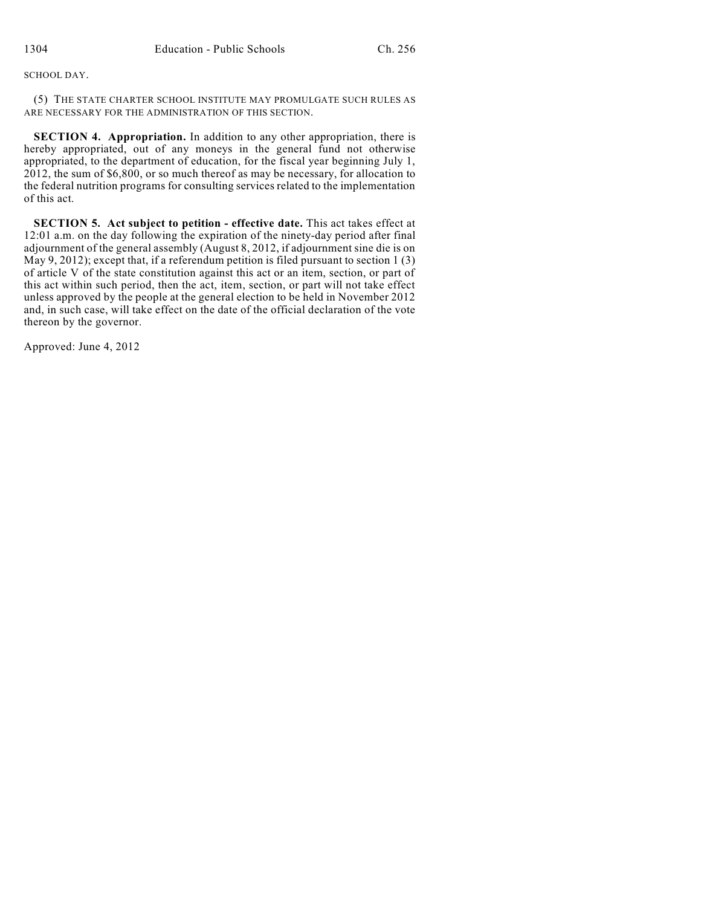SCHOOL DAY.

(5) THE STATE CHARTER SCHOOL INSTITUTE MAY PROMULGATE SUCH RULES AS ARE NECESSARY FOR THE ADMINISTRATION OF THIS SECTION.

**SECTION 4. Appropriation.** In addition to any other appropriation, there is hereby appropriated, out of any moneys in the general fund not otherwise appropriated, to the department of education, for the fiscal year beginning July 1, 2012, the sum of $6,800, or so much thereof as may be necessary, for allocation to the federal nutrition programs for consulting services related to the implementation of this act.

**SECTION 5. Act subject to petition - effective date.** This act takes effect at 12:01 a.m. on the day following the expiration of the ninety-day period after final adjournment of the general assembly (August 8, 2012, if adjournment sine die is on May 9, 2012); except that, if a referendum petition is filed pursuant to section 1 (3) of article V of the state constitution against this act or an item, section, or part of this act within such period, then the act, item, section, or part will not take effect unless approved by the people at the general election to be held in November 2012 and, in such case, will take effect on the date of the official declaration of the vote thereon by the governor.

Approved: June 4, 2012